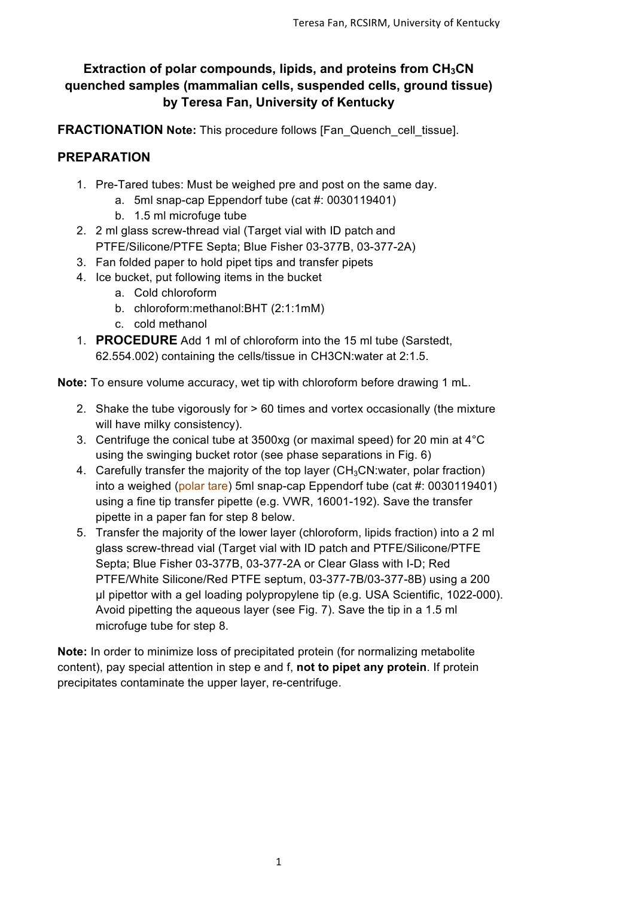# Extraction of polar compounds, lipids, and proteins from $CH_3CN$ quenched samples (mammalian cells, suspended cells, ground tissue) by Teresa Fan, University of Kentucky

**FRACTIONATION** **Note:** This procedure follows [Fan_Quench_cell_tissue].

## PREPARATION

1. Pre-Tared tubes: Must be weighed pre and post on the same day.
   a. 5ml snap-cap Eppendorf tube (cat #: 0030119401)
   b. 1.5 ml microfuge tube
2. 2 ml glass screw-thread vial (Target vial with ID patch and PTFE/Silicone/PTFE Septa; Blue Fisher 03-377B, 03-377-2A)
3. Fan folded paper to hold pipet tips and transfer pipets
4. Ice bucket, put following items in the bucket
   a. Cold chloroform
   b. chloroform:methanol:BHT (2:1:1mM)
   c. cold methanol

1. **PROCEDURE** Add 1 ml of chloroform into the 15 ml tube (Sarstedt, 62.554.002) containing the cells/tissue in CH3CN:water at 2:1.5.

**Note:** To ensure volume accuracy, wet tip with chloroform before drawing 1 mL.

2. Shake the tube vigorously for > 60 times and vortex occasionally (the mixture will have milky consistency).
3. Centrifuge the conical tube at 3500xg (or maximal speed) for 20 min at 4°C using the swinging bucket rotor (see phase separations in Fig. 6)
4. Carefully transfer the majority of the top layer ($CH_3CN$:water, polar fraction) into a weighed (polar tare) 5ml snap-cap Eppendorf tube (cat #: 0030119401) using a fine tip transfer pipette (e.g. VWR, 16001-192). Save the transfer pipette in a paper fan for step 8 below.
5. Transfer the majority of the lower layer (chloroform, lipids fraction) into a 2 ml glass screw-thread vial (Target vial with ID patch and PTFE/Silicone/PTFE Septa; Blue Fisher 03-377B, 03-377-2A or Clear Glass with I-D; Red PTFE/White Silicone/Red PTFE septum, 03-377-7B/03-377-8B) using a 200 µl pipettor with a gel loading polypropylene tip (e.g. USA Scientific, 1022-000). Avoid pipetting the aqueous layer (see Fig. 7). Save the tip in a 1.5 ml microfuge tube for step 8.

**Note:** In order to minimize loss of precipitated protein (for normalizing metabolite content), pay special attention in step e and f, **not to pipet any protein**. If protein precipitates contaminate the upper layer, re-centrifuge.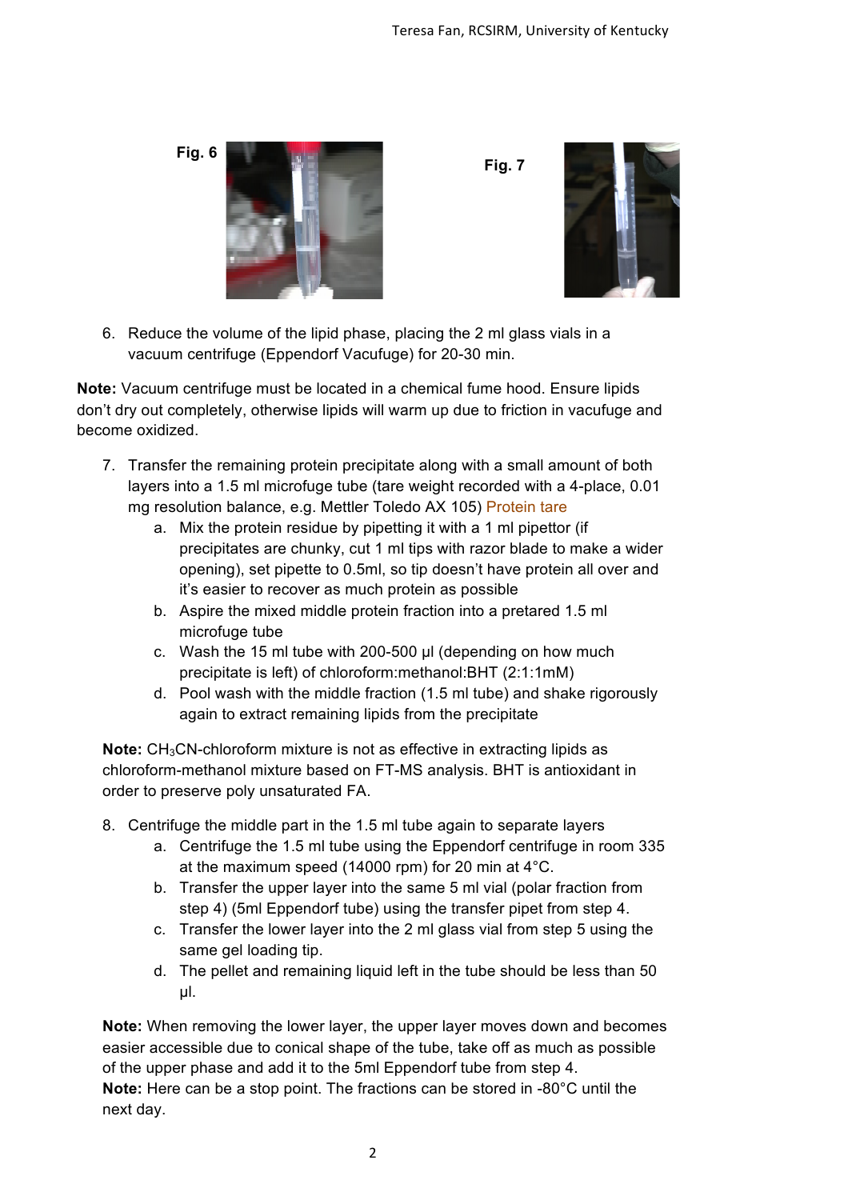Fig. 6

Fig. 7

6. Reduce the volume of the lipid phase, placing the 2 ml glass vials in a vacuum centrifuge (Eppendorf Vacufuge) for 20-30 min.

**Note:** Vacuum centrifuge must be located in a chemical fume hood. Ensure lipids don't dry out completely, otherwise lipids will warm up due to friction in vacufuge and become oxidized.

7. Transfer the remaining protein precipitate along with a small amount of both layers into a 1.5 ml microfuge tube (tare weight recorded with a 4-place, 0.01 mg resolution balance, e.g. Mettler Toledo AX 105) Protein tare
   a. Mix the protein residue by pipetting it with a 1 ml pipettor (if precipitates are chunky, cut 1 ml tips with razor blade to make a wider opening), set pipette to 0.5ml, so tip doesn't have protein all over and it's easier to recover as much protein as possible
   b. Aspire the mixed middle protein fraction into a pretared 1.5 ml microfuge tube
   c. Wash the 15 ml tube with 200-500 µl (depending on how much precipitate is left) of chloroform:methanol:BHT (2:1:1mM)
   d. Pool wash with the middle fraction (1.5 ml tube) and shake rigorously again to extract remaining lipids from the precipitate

**Note:** $CH_3CN$-chloroform mixture is not as effective in extracting lipids as chloroform-methanol mixture based on FT-MS analysis. BHT is antioxidant in order to preserve poly unsaturated FA.

8. Centrifuge the middle part in the 1.5 ml tube again to separate layers
   a. Centrifuge the 1.5 ml tube using the Eppendorf centrifuge in room 335 at the maximum speed (14000 rpm) for 20 min at 4°C.
   b. Transfer the upper layer into the same 5 ml vial (polar fraction from step 4) (5ml Eppendorf tube) using the transfer pipet from step 4.
   c. Transfer the lower layer into the 2 ml glass vial from step 5 using the same gel loading tip.
   d. The pellet and remaining liquid left in the tube should be less than 50 µl.

**Note:** When removing the lower layer, the upper layer moves down and becomes easier accessible due to conical shape of the tube, take off as much as possible of the upper phase and add it to the 5ml Eppendorf tube from step 4.
**Note:** Here can be a stop point. The fractions can be stored in -80°C until the next day.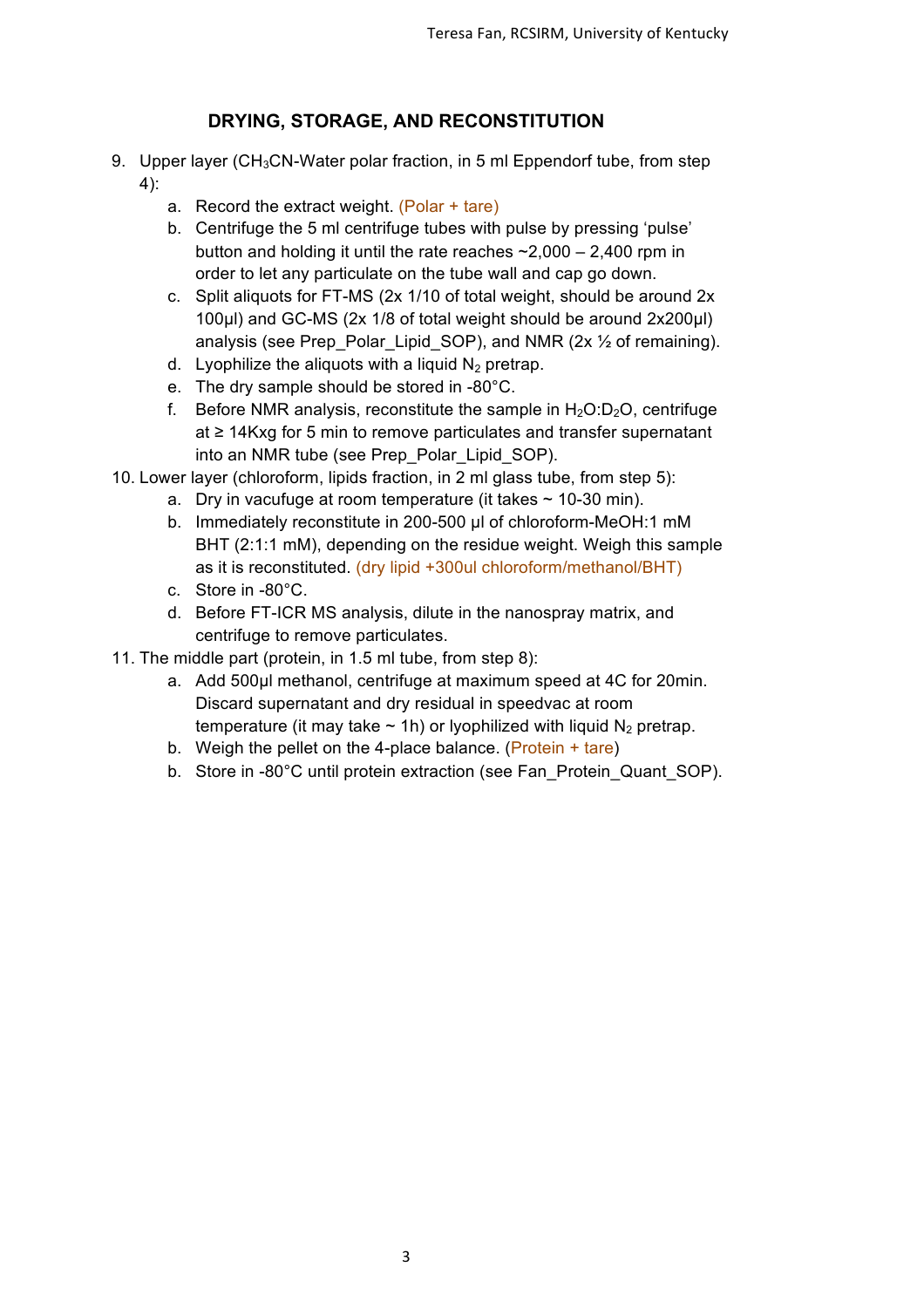## DRYING, STORAGE, AND RECONSTITUTION

9. Upper layer ($CH_3CN$-Water polar fraction, in 5 ml Eppendorf tube, from step 4):
    a. Record the extract weight. (Polar + tare)
    b. Centrifuge the 5 ml centrifuge tubes with pulse by pressing 'pulse' button and holding it until the rate reaches ~2,000 – 2,400 rpm in order to let any particulate on the tube wall and cap go down.
    c. Split aliquots for FT-MS (2x 1/10 of total weight, should be around 2x 100µl) and GC-MS (2x 1/8 of total weight should be around 2x200µl) analysis (see Prep_Polar_Lipid_SOP), and NMR (2x ½ of remaining).
    d. Lyophilize the aliquots with a liquid $N_2$ pretrap.
    e. The dry sample should be stored in -80°C.
    f. Before NMR analysis, reconstitute the sample in $H_2O$:$D_2O$, centrifuge at ≥ 14Kxg for 5 min to remove particulates and transfer supernatant into an NMR tube (see Prep_Polar_Lipid_SOP).
10. Lower layer (chloroform, lipids fraction, in 2 ml glass tube, from step 5):
    a. Dry in vacufuge at room temperature (it takes ~ 10-30 min).
    b. Immediately reconstitute in 200-500 µl of chloroform-MeOH:1 mM BHT (2:1:1 mM), depending on the residue weight. Weigh this sample as it is reconstituted. (dry lipid +300ul chloroform/methanol/BHT)
    c. Store in -80°C.
    d. Before FT-ICR MS analysis, dilute in the nanospray matrix, and centrifuge to remove particulates.
11. The middle part (protein, in 1.5 ml tube, from step 8):
    a. Add 500µl methanol, centrifuge at maximum speed at 4C for 20min. Discard supernatant and dry residual in speedvac at room temperature (it may take ~ 1h) or lyophilized with liquid $N_2$ pretrap.
    b. Weigh the pellet on the 4-place balance. (Protein + tare)
    b. Store in -80°C until protein extraction (see Fan_Protein_Quant_SOP).